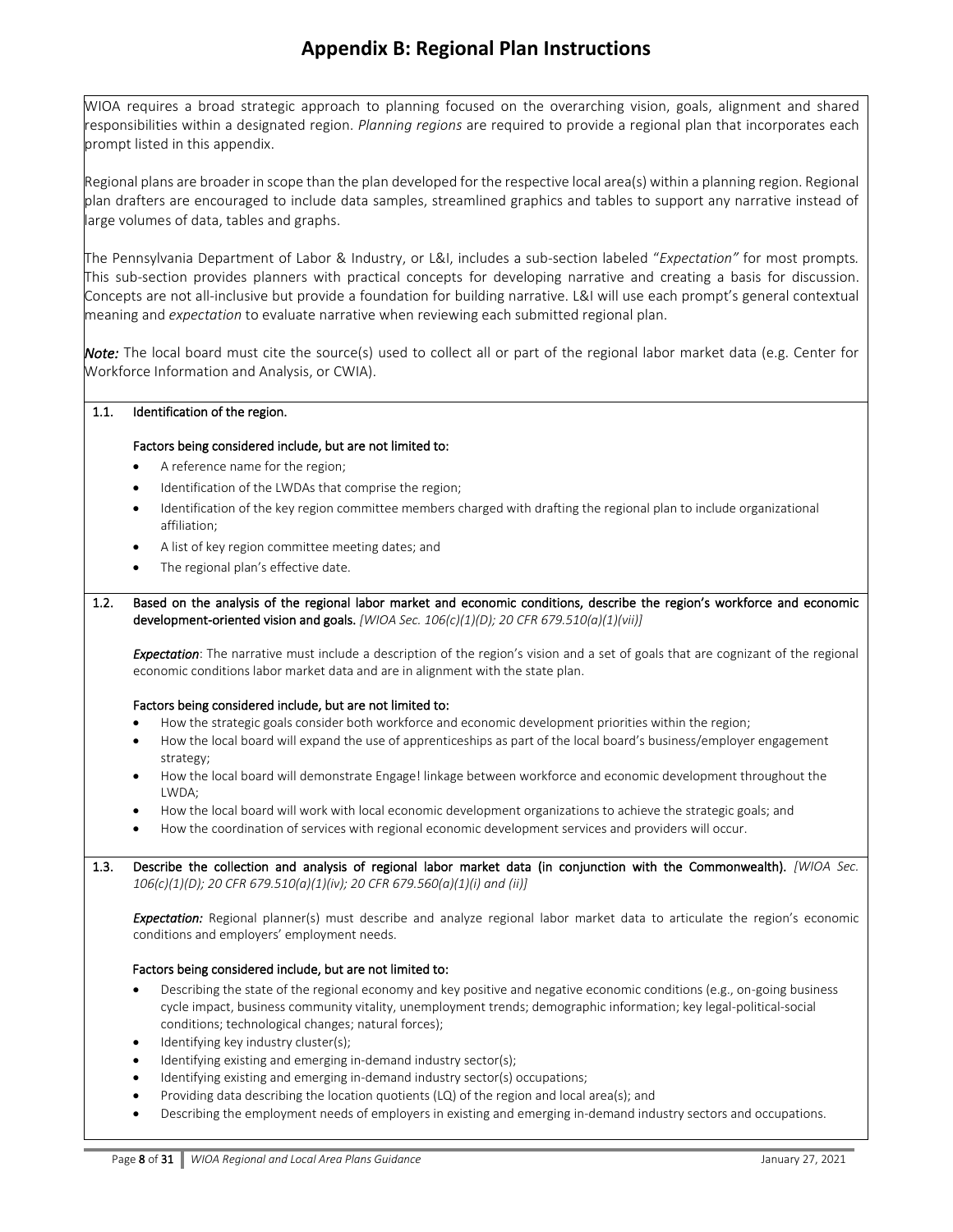# Appendix B: Regional Plan Instructions

WIOA requires a broad strategic approach to planning focused on the overarching vision, goals, alignment and shared responsibilities within a designated region. *Planning regions* are required to provide a regional plan that incorporates each prompt listed in this appendix.

Regional plans are broader in scope than the plan developed for the respective local area(s) within a planning region. Regional plan drafters are encouraged to include data samples, streamlined graphics and tables to support any narrative instead of large volumes of data, tables and graphs.

The Pennsylvania Department of Labor & Industry, or L&I, includes a sub-section labeled "*Expectation"* for most prompts. This sub-section provides planners with practical concepts for developing narrative and creating a basis for discussion. Concepts are not all-inclusive but provide a foundation for building narrative. L&I will use each prompt's general contextual meaning and *expectation* to evaluate narrative when reviewing each submitted regional plan.

***Note:*** The local board must cite the source(s) used to collect all or part of the regional labor market data (e.g. Center for Workforce Information and Analysis, or CWIA).

**1.1. Identification of the region.**

**Factors being considered include, but are not limited to:**

- A reference name for the region;
- Identification of the LWDAs that comprise the region;
- Identification of the key region committee members charged with drafting the regional plan to include organizational affiliation;
- A list of key region committee meeting dates; and
- The regional plan's effective date.

**1.2. Based on the analysis of the regional labor market and economic conditions, describe the region's workforce and economic development-oriented vision and goals.** *[WIOA Sec. 106(c)(1)(D); 20 CFR 679.510(a)(1)(vii)]*

***Expectation***: The narrative must include a description of the region's vision and a set of goals that are cognizant of the regional economic conditions labor market data and are in alignment with the state plan.

**Factors being considered include, but are not limited to:**

- How the strategic goals consider both workforce and economic development priorities within the region;
- How the local board will expand the use of apprenticeships as part of the local board's business/employer engagement strategy;
- How the local board will demonstrate Engage! linkage between workforce and economic development throughout the LWDA;
- How the local board will work with local economic development organizations to achieve the strategic goals; and
- How the coordination of services with regional economic development services and providers will occur.

**1.3. Describe the collection and analysis of regional labor market data (in conjunction with the Commonwealth).** *[WIOA Sec. 106(c)(1)(D); 20 CFR 679.510(a)(1)(iv); 20 CFR 679.560(a)(1)(i) and (ii)]*

***Expectation:*** Regional planner(s) must describe and analyze regional labor market data to articulate the region's economic conditions and employers' employment needs.

**Factors being considered include, but are not limited to:**

- Describing the state of the regional economy and key positive and negative economic conditions (e.g., on-going business cycle impact, business community vitality, unemployment trends; demographic information; key legal-political-social conditions; technological changes; natural forces);
- Identifying key industry cluster(s);
- Identifying existing and emerging in-demand industry sector(s);
- Identifying existing and emerging in-demand industry sector(s) occupations;
- Providing data describing the location quotients (LQ) of the region and local area(s); and
- Describing the employment needs of employers in existing and emerging in-demand industry sectors and occupations.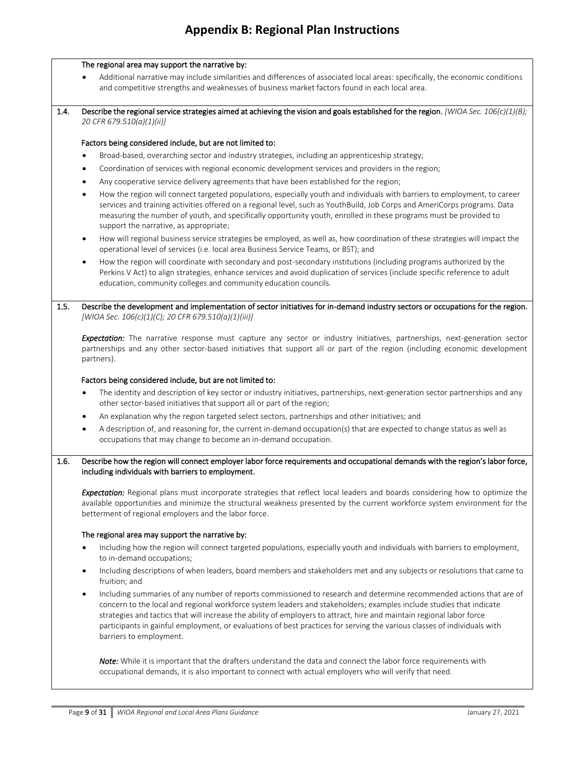# Appendix B: Regional Plan Instructions

**The regional area may support the narrative by:**

- Additional narrative may include similarities and differences of associated local areas: specifically, the economic conditions and competitive strengths and weaknesses of business market factors found in each local area.

**1.4. Describe the regional service strategies aimed at achieving the vision and goals established for the region.** *[WIOA Sec. 106(c)(1)(B); 20 CFR 679.510(a)(1)(ii)]*

**Factors being considered include, but are not limited to:**

- Broad-based, overarching sector and industry strategies, including an apprenticeship strategy;
- Coordination of services with regional economic development services and providers in the region;
- Any cooperative service delivery agreements that have been established for the region;
- How the region will connect targeted populations, especially youth and individuals with barriers to employment, to career services and training activities offered on a regional level, such as YouthBuild, Job Corps and AmeriCorps programs. Data measuring the number of youth, and specifically opportunity youth, enrolled in these programs must be provided to support the narrative, as appropriate;
- How will regional business service strategies be employed, as well as, how coordination of these strategies will impact the operational level of services (i.e. local area Business Service Teams, or BST); and
- How the region will coordinate with secondary and post-secondary institutions (including programs authorized by the Perkins V Act) to align strategies, enhance services and avoid duplication of services (include specific reference to adult education, community colleges and community education councils.

**1.5. Describe the development and implementation of sector initiatives for in-demand industry sectors or occupations for the region.** *[WIOA Sec. 106(c)(1)(C); 20 CFR 679.510(a)(1)(iii)]*

***Expectation:*** The narrative response must capture any sector or industry initiatives, partnerships, next-generation sector partnerships and any other sector-based initiatives that support all or part of the region (including economic development partners).

**Factors being considered include, but are not limited to:**

- The identity and description of key sector or industry initiatives, partnerships, next-generation sector partnerships and any other sector-based initiatives that support all or part of the region;
- An explanation why the region targeted select sectors, partnerships and other initiatives; and
- A description of, and reasoning for, the current in-demand occupation(s) that are expected to change status as well as occupations that may change to become an in-demand occupation.

**1.6. Describe how the region will connect employer labor force requirements and occupational demands with the region's labor force, including individuals with barriers to employment.**

***Expectation:*** Regional plans must incorporate strategies that reflect local leaders and boards considering how to optimize the available opportunities and minimize the structural weakness presented by the current workforce system environment for the betterment of regional employers and the labor force.

**The regional area may support the narrative by:**

- Including how the region will connect targeted populations, especially youth and individuals with barriers to employment, to in-demand occupations;
- Including descriptions of when leaders, board members and stakeholders met and any subjects or resolutions that came to fruition; and
- Including summaries of any number of reports commissioned to research and determine recommended actions that are of concern to the local and regional workforce system leaders and stakeholders; examples include studies that indicate strategies and tactics that will increase the ability of employers to attract, hire and maintain regional labor force participants in gainful employment, or evaluations of best practices for serving the various classes of individuals with barriers to employment.

***Note:*** While it is important that the drafters understand the data and connect the labor force requirements with occupational demands, it is also important to connect with actual employers who will verify that need.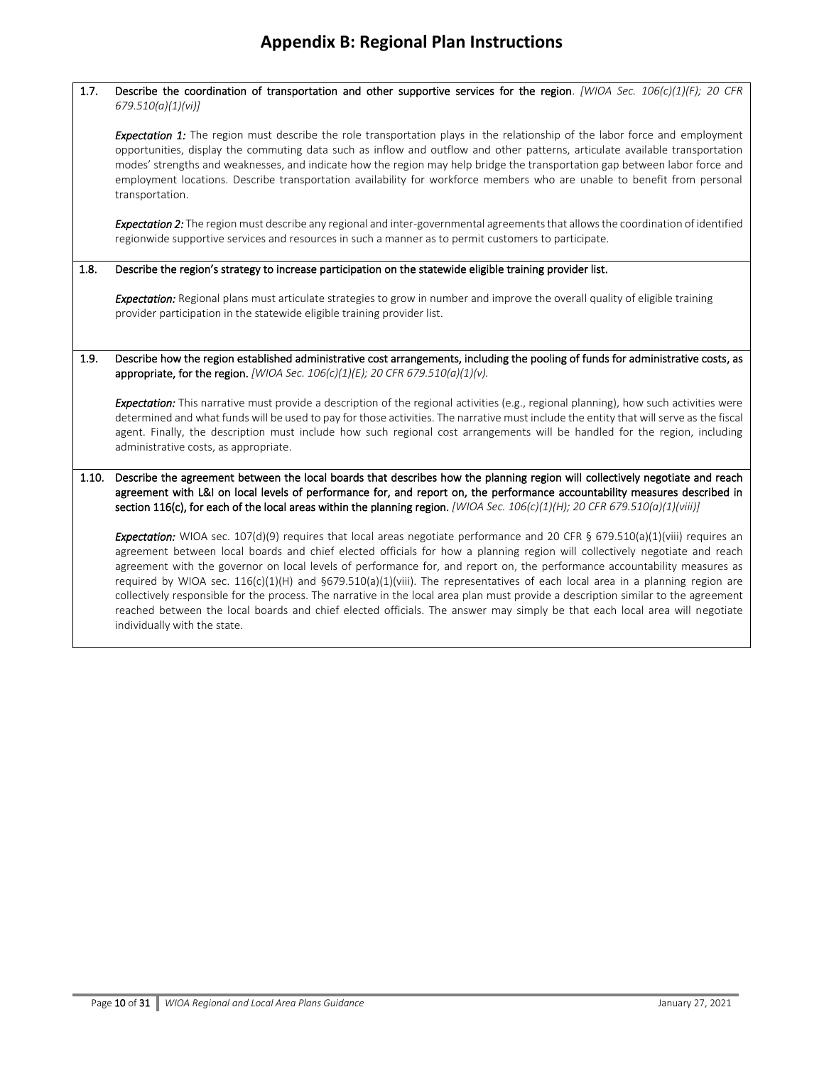# Appendix B: Regional Plan Instructions

**1.7. Describe the coordination of transportation and other supportive services for the region**. *[WIOA Sec. 106(c)(1)(F); 20 CFR 679.510(a)(1)(vi)]*

***Expectation 1:*** The region must describe the role transportation plays in the relationship of the labor force and employment opportunities, display the commuting data such as inflow and outflow and other patterns, articulate available transportation modes' strengths and weaknesses, and indicate how the region may help bridge the transportation gap between labor force and employment locations. Describe transportation availability for workforce members who are unable to benefit from personal transportation.

***Expectation 2:*** The region must describe any regional and inter-governmental agreements that allows the coordination of identified regionwide supportive services and resources in such a manner as to permit customers to participate.

**1.8. Describe the region's strategy to increase participation on the statewide eligible training provider list.**

***Expectation:*** Regional plans must articulate strategies to grow in number and improve the overall quality of eligible training provider participation in the statewide eligible training provider list.

**1.9. Describe how the region established administrative cost arrangements, including the pooling of funds for administrative costs, as appropriate, for the region.** *[WIOA Sec. 106(c)(1)(E); 20 CFR 679.510(a)(1)(v).*

***Expectation:*** This narrative must provide a description of the regional activities (e.g., regional planning), how such activities were determined and what funds will be used to pay for those activities. The narrative must include the entity that will serve as the fiscal agent. Finally, the description must include how such regional cost arrangements will be handled for the region, including administrative costs, as appropriate.

**1.10. Describe the agreement between the local boards that describes how the planning region will collectively negotiate and reach agreement with L&I on local levels of performance for, and report on, the performance accountability measures described in section 116(c), for each of the local areas within the planning region.** *[WIOA Sec. 106(c)(1)(H); 20 CFR 679.510(a)(1)(viii)]*

***Expectation:*** WIOA sec. 107(d)(9) requires that local areas negotiate performance and 20 CFR § 679.510(a)(1)(viii) requires an agreement between local boards and chief elected officials for how a planning region will collectively negotiate and reach agreement with the governor on local levels of performance for, and report on, the performance accountability measures as required by WIOA sec. 116(c)(1)(H) and §679.510(a)(1)(viii). The representatives of each local area in a planning region are collectively responsible for the process. The narrative in the local area plan must provide a description similar to the agreement reached between the local boards and chief elected officials. The answer may simply be that each local area will negotiate individually with the state.